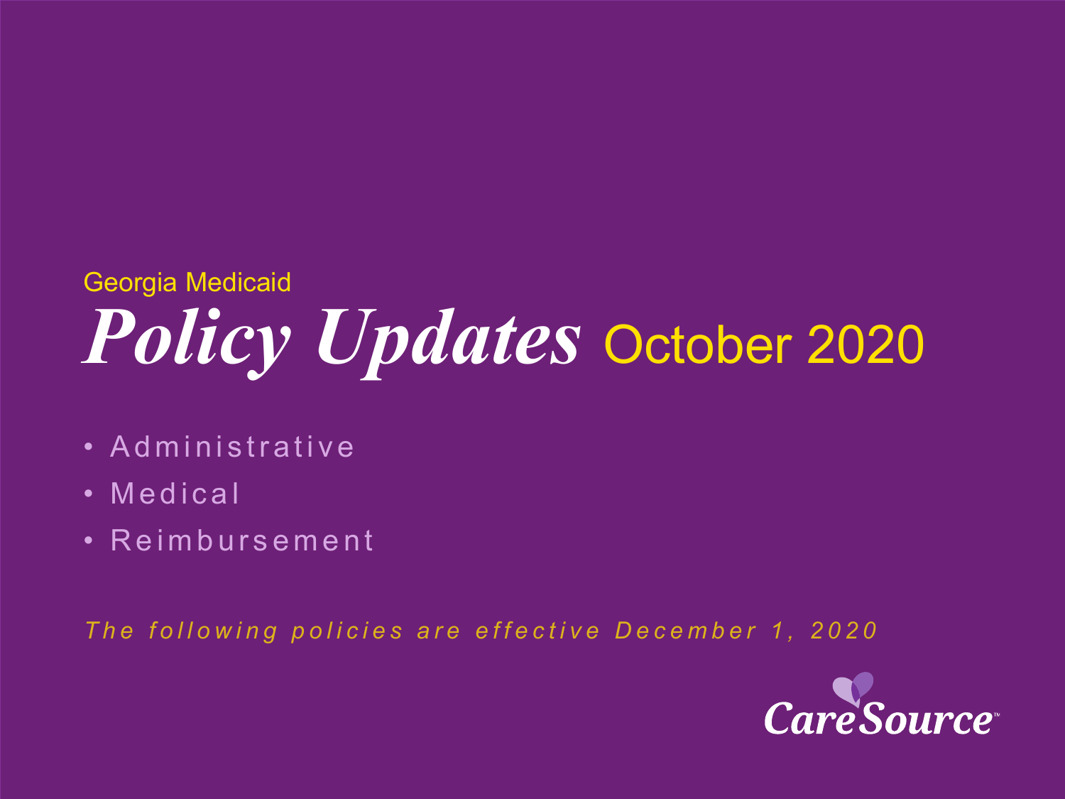Georgia Medicaid

# *Policy Updates* October 2020

- Administrative
- Medical
- Reimbursement

*The following policies are effective December 1, 2020*

CareSource™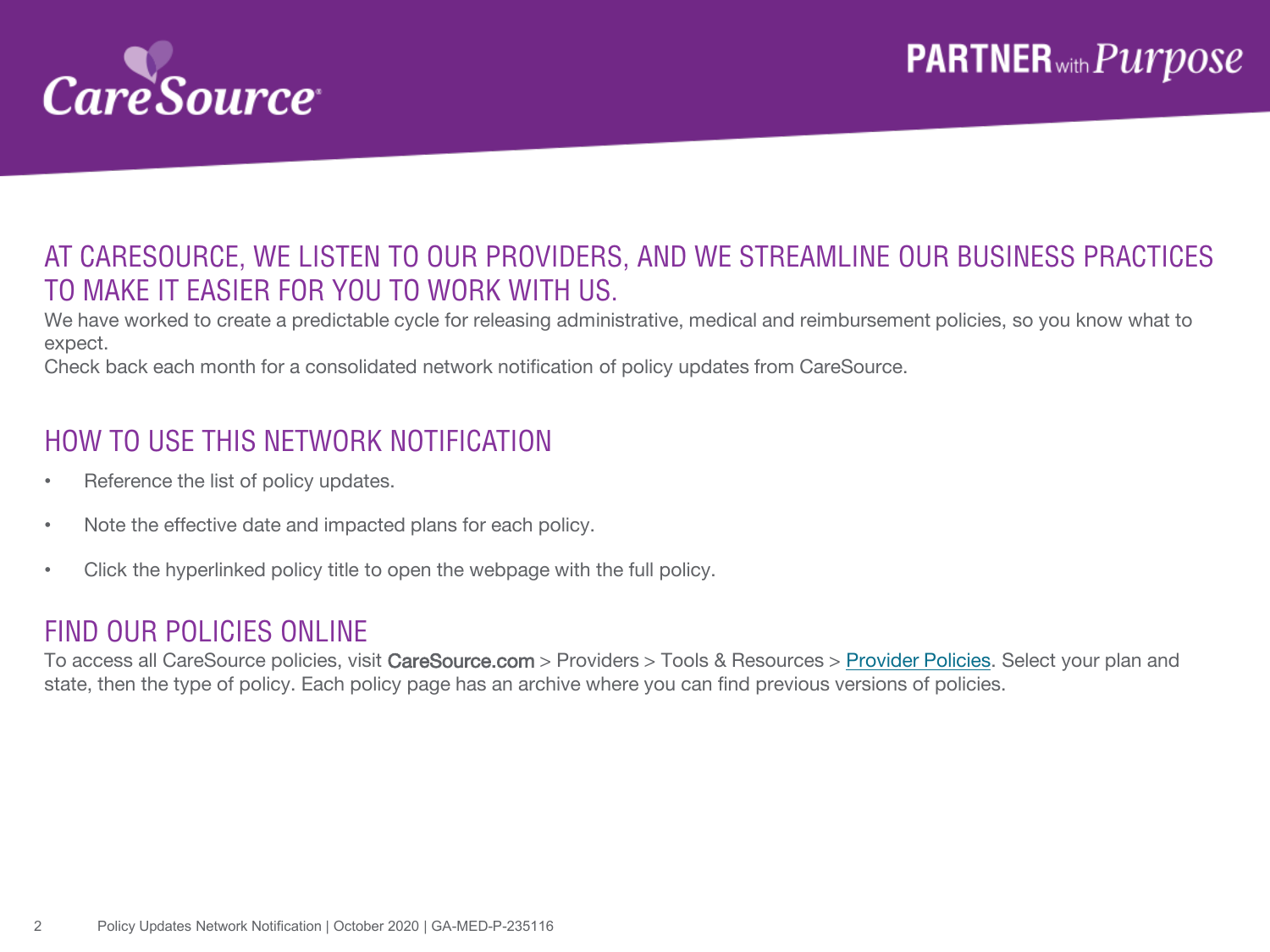## AT CARESOURCE, WE LISTEN TO OUR PROVIDERS, AND WE STREAMLINE OUR BUSINESS PRACTICES TO MAKE IT EASIER FOR YOU TO WORK WITH US.

We have worked to create a predictable cycle for releasing administrative, medical and reimbursement policies, so you know what to expect.

Check back each month for a consolidated network notification of policy updates from CareSource.

## HOW TO USE THIS NETWORK NOTIFICATION

- Reference the list of policy updates.
- Note the effective date and impacted plans for each policy.
- Click the hyperlinked policy title to open the webpage with the full policy.

## FIND OUR POLICIES ONLINE

To access all CareSource policies, visit CareSource.com > Providers > Tools & Resources > Provider Policies. Select your plan and state, then the type of policy. Each policy page has an archive where you can find previous versions of policies.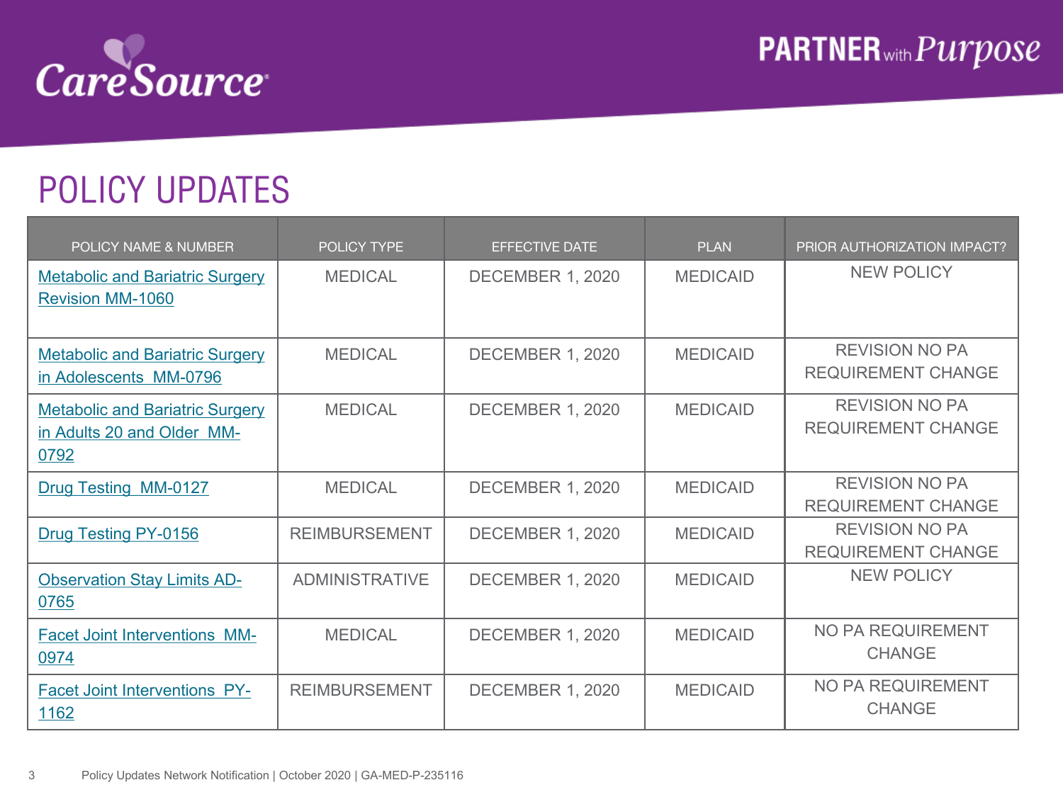# POLICY UPDATES

| POLICY NAME & NUMBER | POLICY TYPE | EFFECTIVE DATE | PLAN | PRIOR AUTHORIZATION IMPACT? |
|---|---|---|---|---|
| Metabolic and Bariatric Surgery Revision MM-1060 | MEDICAL | DECEMBER 1, 2020 | MEDICAID | NEW POLICY |
| Metabolic and Bariatric Surgery in Adolescents MM-0796 | MEDICAL | DECEMBER 1, 2020 | MEDICAID | REVISION NO PA REQUIREMENT CHANGE |
| Metabolic and Bariatric Surgery in Adults 20 and Older MM-0792 | MEDICAL | DECEMBER 1, 2020 | MEDICAID | REVISION NO PA REQUIREMENT CHANGE |
| Drug Testing MM-0127 | MEDICAL | DECEMBER 1, 2020 | MEDICAID | REVISION NO PA REQUIREMENT CHANGE |
| Drug Testing PY-0156 | REIMBURSEMENT | DECEMBER 1, 2020 | MEDICAID | REVISION NO PA REQUIREMENT CHANGE |
| Observation Stay Limits AD-0765 | ADMINISTRATIVE | DECEMBER 1, 2020 | MEDICAID | NEW POLICY |
| Facet Joint Interventions MM-0974 | MEDICAL | DECEMBER 1, 2020 | MEDICAID | NO PA REQUIREMENT CHANGE |
| Facet Joint Interventions PY-1162 | REIMBURSEMENT | DECEMBER 1, 2020 | MEDICAID | NO PA REQUIREMENT CHANGE |